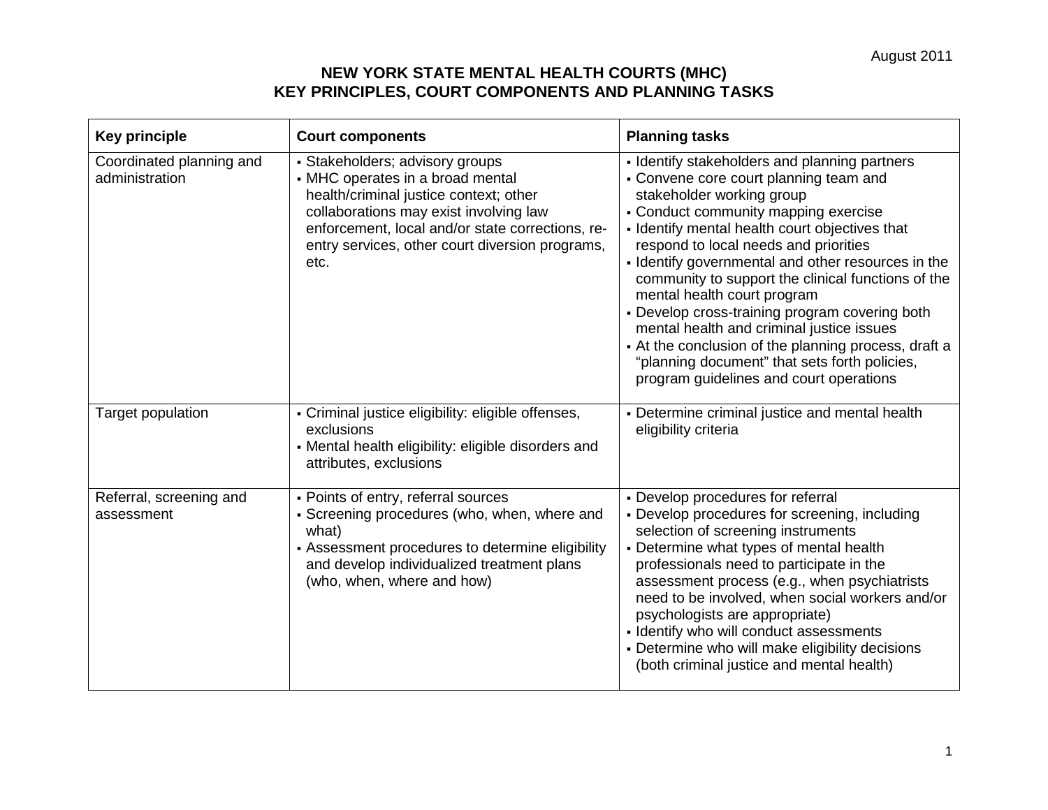August 2011

# NEW YORK STATE MENTAL HEALTH COURTS (MHC)
## KEY PRINCIPLES, COURT COMPONENTS AND PLANNING TASKS

| Key principle | Court components | Planning tasks |
|---|---|---|
| Coordinated planning and administration | ▪ Stakeholders; advisory groups<br>▪ MHC operates in a broad mental health/criminal justice context; other collaborations may exist involving law enforcement, local and/or state corrections, re-entry services, other court diversion programs, etc. | ▪ Identify stakeholders and planning partners<br>▪ Convene core court planning team and stakeholder working group<br>▪ Conduct community mapping exercise<br>▪ Identify mental health court objectives that respond to local needs and priorities<br>▪ Identify governmental and other resources in the community to support the clinical functions of the mental health court program<br>▪ Develop cross-training program covering both mental health and criminal justice issues<br>▪ At the conclusion of the planning process, draft a "planning document" that sets forth policies, program guidelines and court operations |
| Target population | ▪ Criminal justice eligibility: eligible offenses, exclusions<br>▪ Mental health eligibility: eligible disorders and attributes, exclusions | ▪ Determine criminal justice and mental health eligibility criteria |
| Referral, screening and assessment | ▪ Points of entry, referral sources<br>▪ Screening procedures (who, when, where and what)<br>▪ Assessment procedures to determine eligibility and develop individualized treatment plans (who, when, where and how) | ▪ Develop procedures for referral<br>▪ Develop procedures for screening, including selection of screening instruments<br>▪ Determine what types of mental health professionals need to participate in the assessment process (e.g., when psychiatrists need to be involved, when social workers and/or psychologists are appropriate)<br>▪ Identify who will conduct assessments<br>▪ Determine who will make eligibility decisions (both criminal justice and mental health) |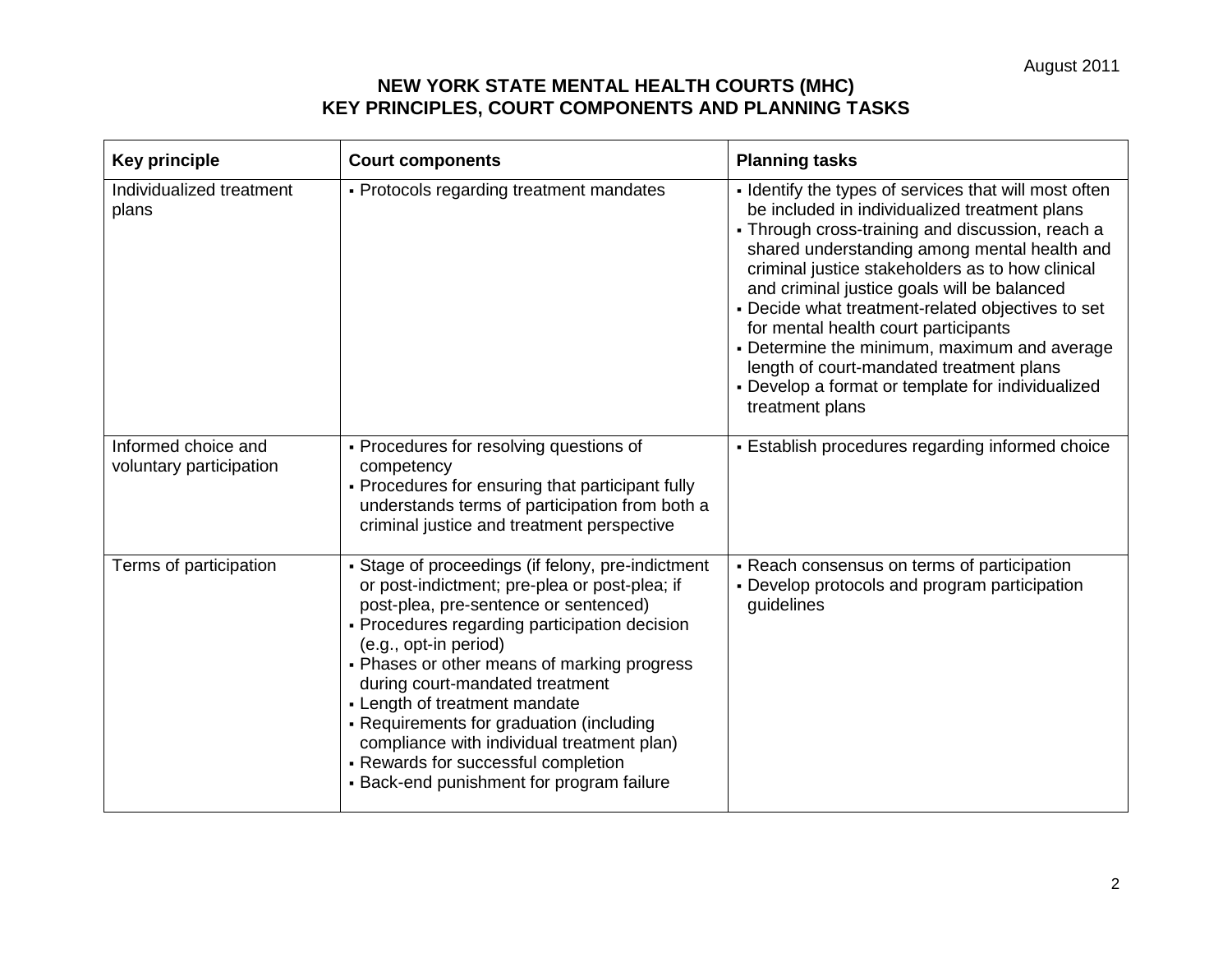August 2011

# NEW YORK STATE MENTAL HEALTH COURTS (MHC)
## KEY PRINCIPLES, COURT COMPONENTS AND PLANNING TASKS

| Key principle | Court components | Planning tasks |
|---|---|---|
| Individualized treatment plans | ▪ Protocols regarding treatment mandates | ▪ Identify the types of services that will most often be included in individualized treatment plans<br>▪ Through cross-training and discussion, reach a shared understanding among mental health and criminal justice stakeholders as to how clinical and criminal justice goals will be balanced<br>▪ Decide what treatment-related objectives to set for mental health court participants<br>▪ Determine the minimum, maximum and average length of court-mandated treatment plans<br>▪ Develop a format or template for individualized treatment plans |
| Informed choice and voluntary participation | ▪ Procedures for resolving questions of competency<br>▪ Procedures for ensuring that participant fully understands terms of participation from both a criminal justice and treatment perspective | ▪ Establish procedures regarding informed choice |
| Terms of participation | ▪ Stage of proceedings (if felony, pre-indictment or post-indictment; pre-plea or post-plea; if post-plea, pre-sentence or sentenced)<br>▪ Procedures regarding participation decision (e.g., opt-in period)<br>▪ Phases or other means of marking progress during court-mandated treatment<br>▪ Length of treatment mandate<br>▪ Requirements for graduation (including compliance with individual treatment plan)<br>▪ Rewards for successful completion<br>▪ Back-end punishment for program failure | ▪ Reach consensus on terms of participation<br>▪ Develop protocols and program participation guidelines |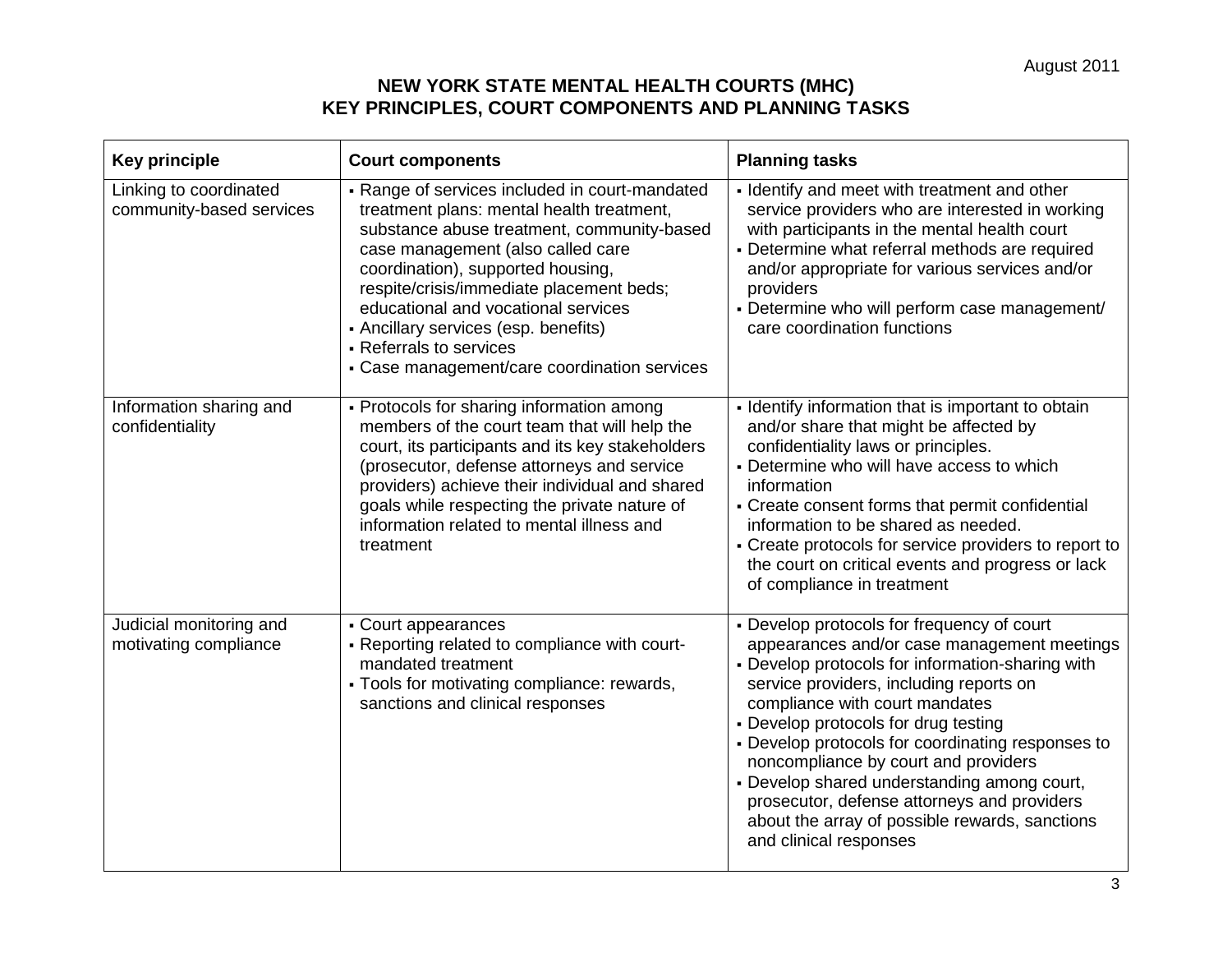# NEW YORK STATE MENTAL HEALTH COURTS (MHC)
## KEY PRINCIPLES, COURT COMPONENTS AND PLANNING TASKS

| Key principle | Court components | Planning tasks |
|---|---|---|
| Linking to coordinated community-based services | ▪ Range of services included in court-mandated treatment plans: mental health treatment, substance abuse treatment, community-based case management (also called care coordination), supported housing, respite/crisis/immediate placement beds; educational and vocational services<br>▪ Ancillary services (esp. benefits)<br>▪ Referrals to services<br>▪ Case management/care coordination services | ▪ Identify and meet with treatment and other service providers who are interested in working with participants in the mental health court<br>▪ Determine what referral methods are required and/or appropriate for various services and/or providers<br>▪ Determine who will perform case management/ care coordination functions |
| Information sharing and confidentiality | ▪ Protocols for sharing information among members of the court team that will help the court, its participants and its key stakeholders (prosecutor, defense attorneys and service providers) achieve their individual and shared goals while respecting the private nature of information related to mental illness and treatment | ▪ Identify information that is important to obtain and/or share that might be affected by confidentiality laws or principles.<br>▪ Determine who will have access to which information<br>▪ Create consent forms that permit confidential information to be shared as needed.<br>▪ Create protocols for service providers to report to the court on critical events and progress or lack of compliance in treatment |
| Judicial monitoring and motivating compliance | ▪ Court appearances<br>▪ Reporting related to compliance with court-mandated treatment<br>▪ Tools for motivating compliance: rewards, sanctions and clinical responses | ▪ Develop protocols for frequency of court appearances and/or case management meetings<br>▪ Develop protocols for information-sharing with service providers, including reports on compliance with court mandates<br>▪ Develop protocols for drug testing<br>▪ Develop protocols for coordinating responses to noncompliance by court and providers<br>▪ Develop shared understanding among court, prosecutor, defense attorneys and providers about the array of possible rewards, sanctions and clinical responses |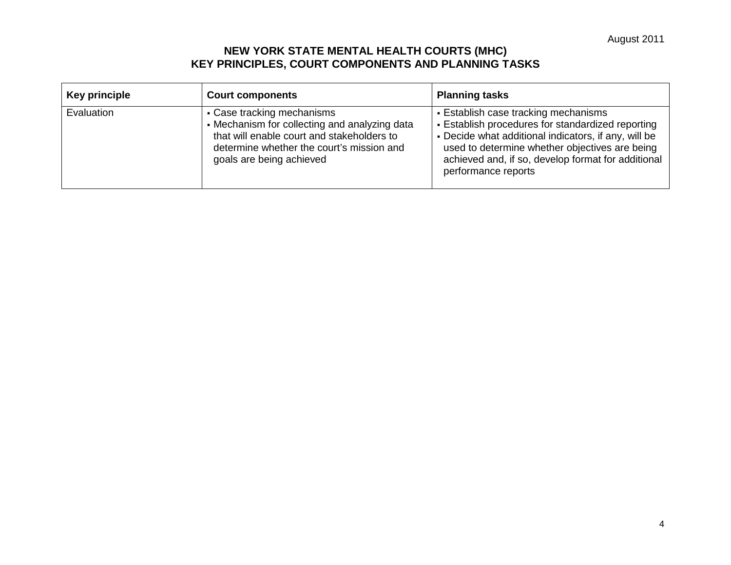August 2011

**NEW YORK STATE MENTAL HEALTH COURTS (MHC)**
**KEY PRINCIPLES, COURT COMPONENTS AND PLANNING TASKS**

| Key principle | Court components | Planning tasks |
|---|---|---|
| Evaluation | ▪ Case tracking mechanisms<br>▪ Mechanism for collecting and analyzing data that will enable court and stakeholders to determine whether the court's mission and goals are being achieved | ▪ Establish case tracking mechanisms<br>▪ Establish procedures for standardized reporting<br>▪ Decide what additional indicators, if any, will be used to determine whether objectives are being achieved and, if so, develop format for additional performance reports |